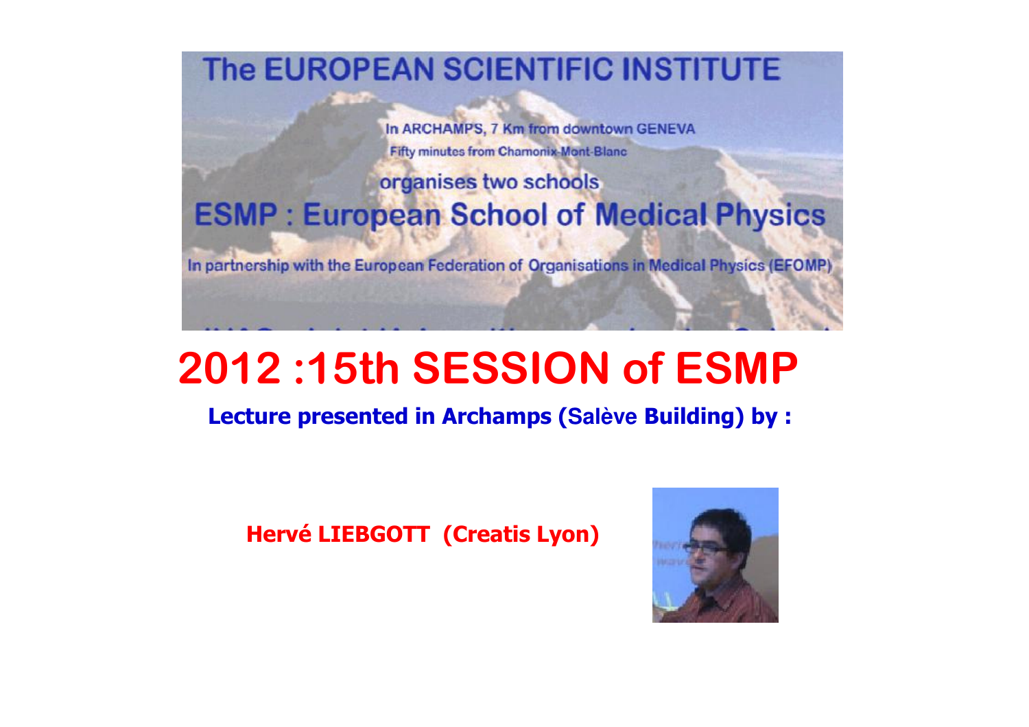The EUROPEAN SCIENTIFIC INSTITUTE

In ARCHAMPS, 7 Km from downtown GENEVA

Fifty minutes from Chamonix-Mont-Blanc

organises two schools

**ESMP : European School of Medical Physics**

In partnership with the European Federation of Organisations in Medical Physics (EFOMP)

# 2012 :15th SESSION of ESMP

**Lecture presented in Archamps (Salève Building) by :**

**Hervé LIEBGOTT (Creatis Lyon)**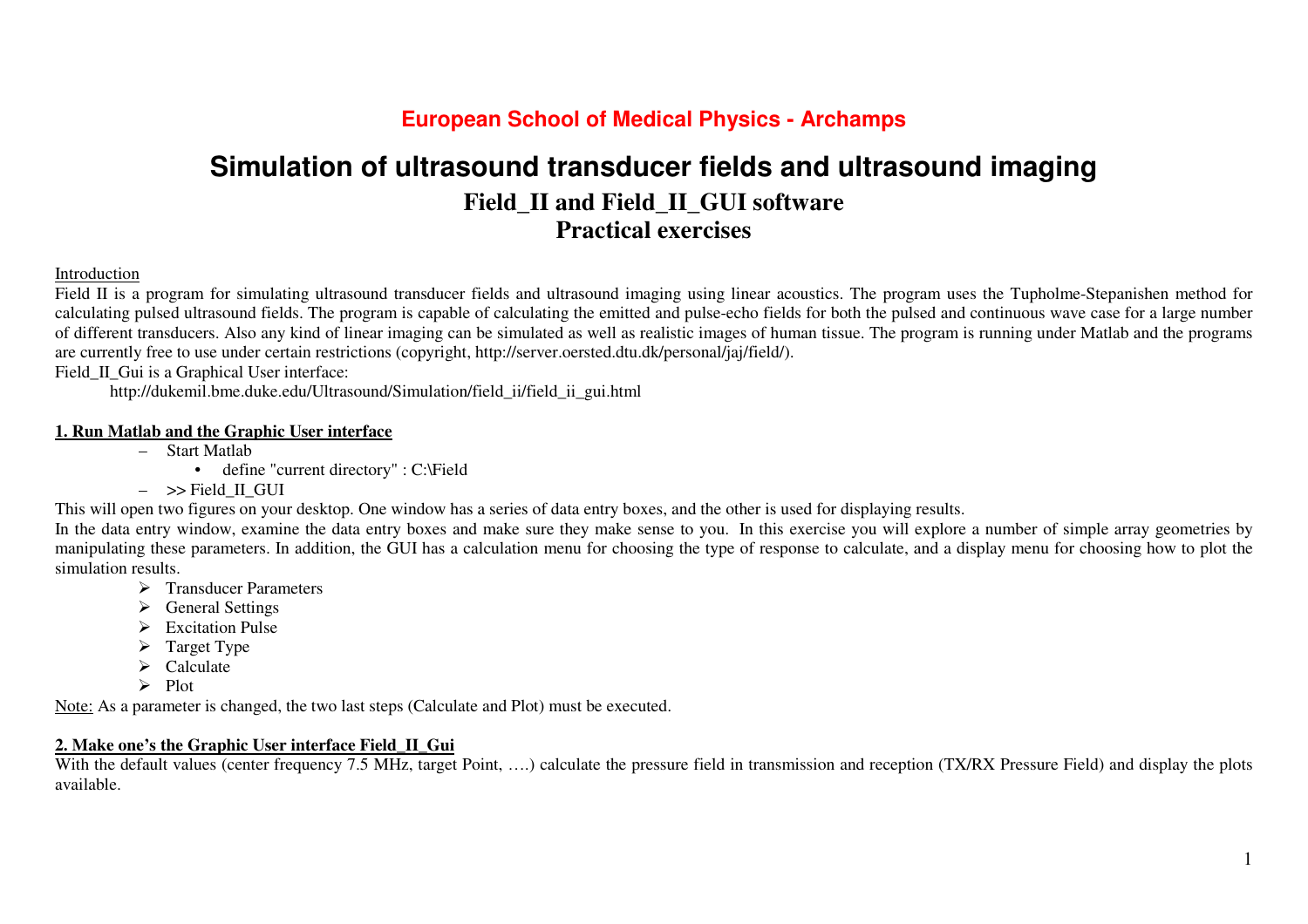<span style="color:red">**European School of Medical Physics - Archamps**</span>

# Simulation of ultrasound transducer fields and ultrasound imaging

## Field_II and Field_II_GUI software

## Practical exercises

<u>Introduction</u>

Field II is a program for simulating ultrasound transducer fields and ultrasound imaging using linear acoustics. The program uses the Tupholme-Stepanishen method for calculating pulsed ultrasound fields. The program is capable of calculating the emitted and pulse-echo fields for both the pulsed and continuous wave case for a large number of different transducers. Also any kind of linear imaging can be simulated as well as realistic images of human tissue. The program is running under Matlab and the programs are currently free to use under certain restrictions (copyright, http://server.oersted.dtu.dk/personal/jaj/field/).

Field_II_Gui is a Graphical User interface:

http://dukemil.bme.duke.edu/Ultrasound/Simulation/field_ii/field_ii_gui.html

### 1. Run Matlab and the Graphic User interface

- Start Matlab
  - define "current directory" : C:\Field
- >> Field_II_GUI

This will open two figures on your desktop. One window has a series of data entry boxes, and the other is used for displaying results.

In the data entry window, examine the data entry boxes and make sure they make sense to you. In this exercise you will explore a number of simple array geometries by manipulating these parameters. In addition, the GUI has a calculation menu for choosing the type of response to calculate, and a display menu for choosing how to plot the simulation results.

- Transducer Parameters
- General Settings
- Excitation Pulse
- Target Type
- Calculate
- Plot

<u>Note:</u> As a parameter is changed, the two last steps (Calculate and Plot) must be executed.

### 2. Make one's the Graphic User interface Field_II_Gui

With the default values (center frequency 7.5 MHz, target Point, ….) calculate the pressure field in transmission and reception (TX/RX Pressure Field) and display the plots available.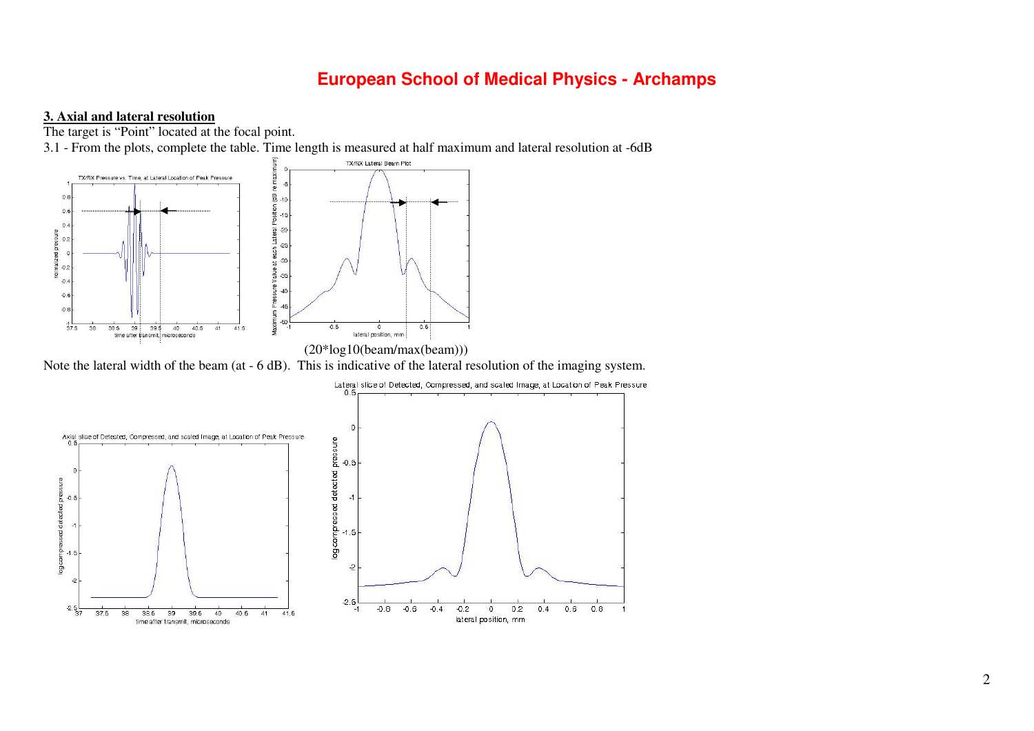## European School of Medical Physics - Archamps

**3. Axial and lateral resolution**

The target is "Point" located at the focal point.

3.1 - From the plots, complete the table. Time length is measured at half maximum and lateral resolution at -6dB

(20*log10(beam/max(beam)))

Note the lateral width of the beam (at - 6 dB). This is indicative of the lateral resolution of the imaging system.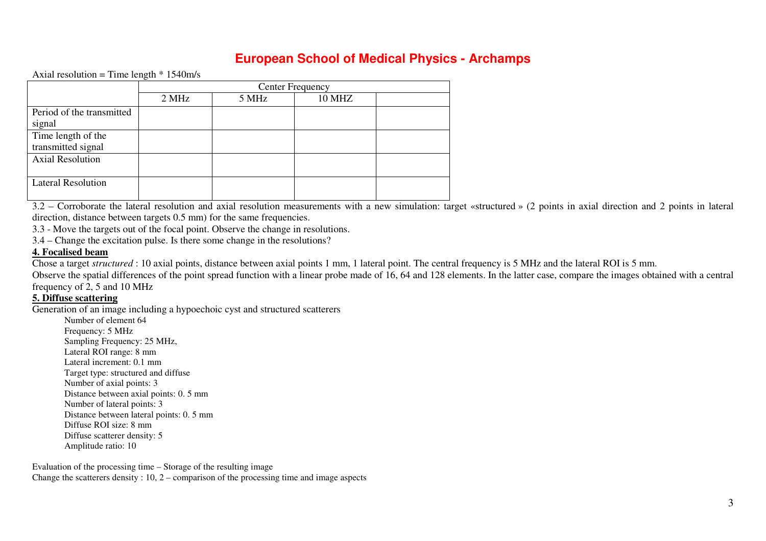# European School of Medical Physics - Archamps

Axial resolution = Time length * 1540m/s

| | Center Frequency | | | |
|---|---|---|---|---|
| | 2 MHz | 5 MHz | 10 MHZ | |
| Period of the transmitted signal | | | | |
| Time length of the transmitted signal | | | | |
| Axial Resolution | | | | |
| Lateral Resolution | | | | |

3.2 – Corroborate the lateral resolution and axial resolution measurements with a new simulation: target «structured » (2 points in axial direction and 2 points in lateral direction, distance between targets 0.5 mm) for the same frequencies.

3.3 - Move the targets out of the focal point. Observe the change in resolutions.

3.4 – Change the excitation pulse. Is there some change in the resolutions?

## 4. Focalised beam

Chose a target *structured* : 10 axial points, distance between axial points 1 mm, 1 lateral point. The central frequency is 5 MHz and the lateral ROI is 5 mm.

Observe the spatial differences of the point spread function with a linear probe made of 16, 64 and 128 elements. In the latter case, compare the images obtained with a central frequency of 2, 5 and 10 MHz

## 5. Diffuse scattering

Generation of an image including a hypoechoic cyst and structured scatterers

- Number of element 64
- Frequency: 5 MHz
- Sampling Frequency: 25 MHz,
- Lateral ROI range: 8 mm
- Lateral increment: 0.1 mm
- Target type: structured and diffuse
- Number of axial points: 3
- Distance between axial points: 0. 5 mm
- Number of lateral points: 3
- Distance between lateral points: 0. 5 mm
- Diffuse ROI size: 8 mm
- Diffuse scatterer density: 5
- Amplitude ratio: 10

Evaluation of the processing time – Storage of the resulting image

Change the scatterers density : 10, 2 – comparison of the processing time and image aspects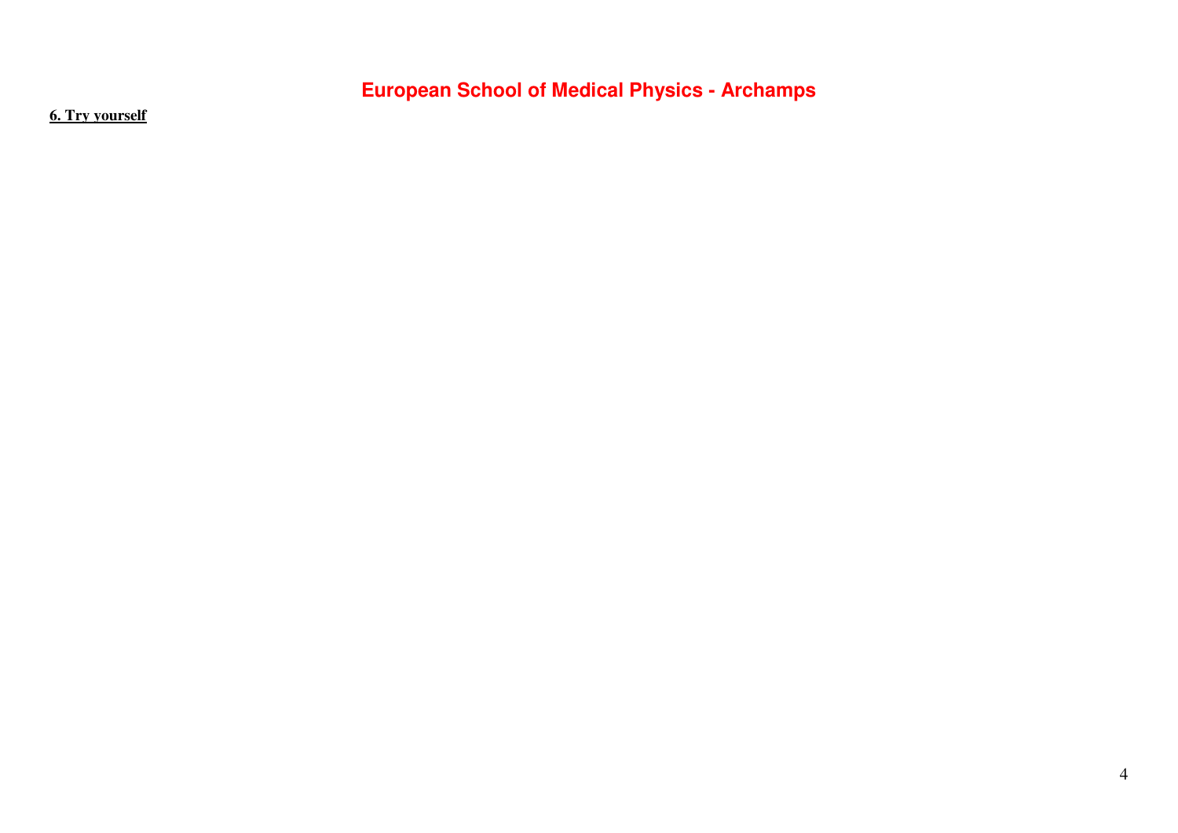**6. Try yourself**